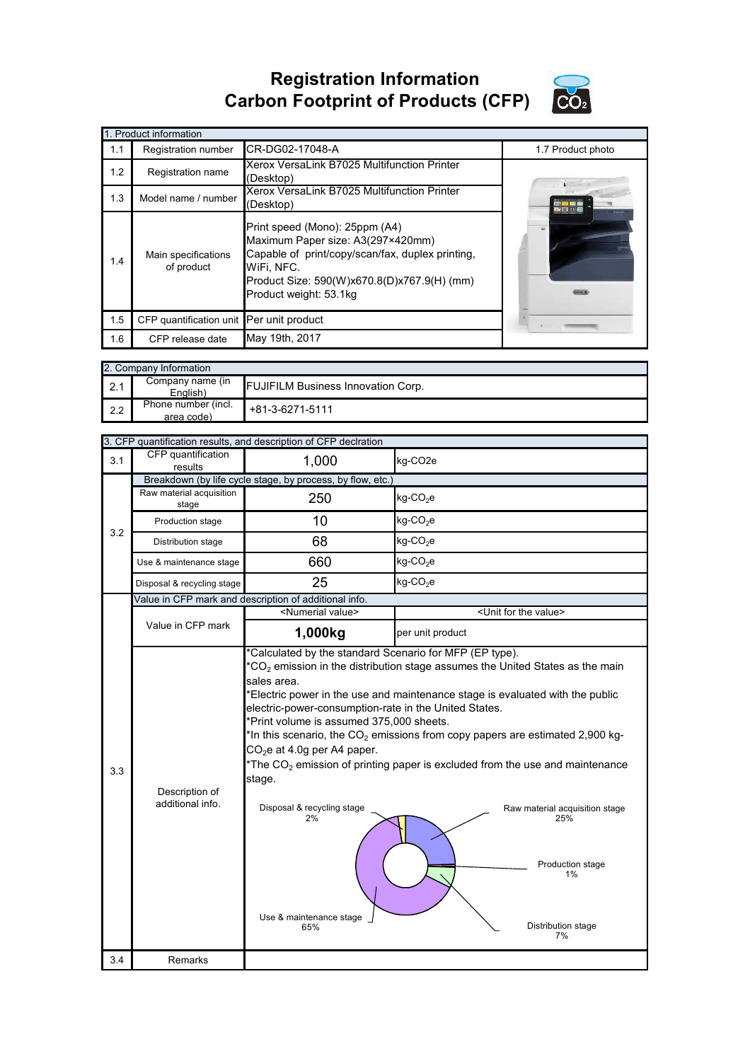# Registration Information
# Carbon Footprint of Products (CFP)

| 1. Product information | | | |
|---|---|---|---|
| 1.1 | Registration number | CR-DG02-17048-A | 1.7 Product photo |
| 1.2 | Registration name | Xerox VersaLink B7025 Multifunction Printer (Desktop) | |
| 1.3 | Model name / number | Xerox VersaLink B7025 Multifunction Printer (Desktop) | |
| 1.4 | Main specifications of product | Print speed (Mono): 25ppm (A4)<br>Maximum Paper size: A3(297×420mm)<br>Capable of print/copy/scan/fax, duplex printing, WiFi, NFC.<br>Product Size: 590(W)x670.8(D)x767.9(H) (mm)<br>Product weight: 53.1kg | |
| 1.5 | CFP quantification unit | Per unit product | |
| 1.6 | CFP release date | May 19th, 2017 | |

| 2. Company Information | | |
|---|---|---|
| 2.1 | Company name (in English) | FUJIFILM Business Innovation Corp. |
| 2.2 | Phone number (incl. area code) | +81-3-6271-5111 |

| 3. CFP quantification results, and description of CFP declration | | | |
|---|---|---|---|
| 3.1 | CFP quantification results | 1,000 | kg-CO2e |
| 3.2 | Breakdown (by life cycle stage, by process, by flow, etc.) | | |
| | Raw material acquisition stage | 250 | kg-$CO_2$e |
| | Production stage | 10 | kg-$CO_2$e |
| | Distribution stage | 68 | kg-$CO_2$e |
| | Use & maintenance stage | 660 | kg-$CO_2$e |
| | Disposal & recycling stage | 25 | kg-$CO_2$e |
| 3.3 | Value in CFP mark and description of additional info. | | |
| | | <Numerial value> | <Unit for the value> |
| | Value in CFP mark | **1,000kg** | per unit product |
| | Description of additional info. | *Calculated by the standard Scenario for MFP (EP type).<br>*$CO_2$ emission in the distribution stage assumes the United States as the main sales area.<br>*Electric power in the use and maintenance stage is evaluated with the public electric-power-consumption-rate in the United States.<br>*Print volume is assumed 375,000 sheets.<br>*In this scenario, the $CO_2$ emissions from copy papers are estimated 2,900 kg-$CO_2$e at 4.0g per A4 paper.<br>*The $CO_2$ emission of printing paper is excluded from the use and maintenance stage.<br><br>Raw material acquisition stage 25%<br>Production stage 1%<br>Distribution stage 7%<br>Use & maintenance stage 65%<br>Disposal & recycling stage 2% | |
| 3.4 | Remarks | | |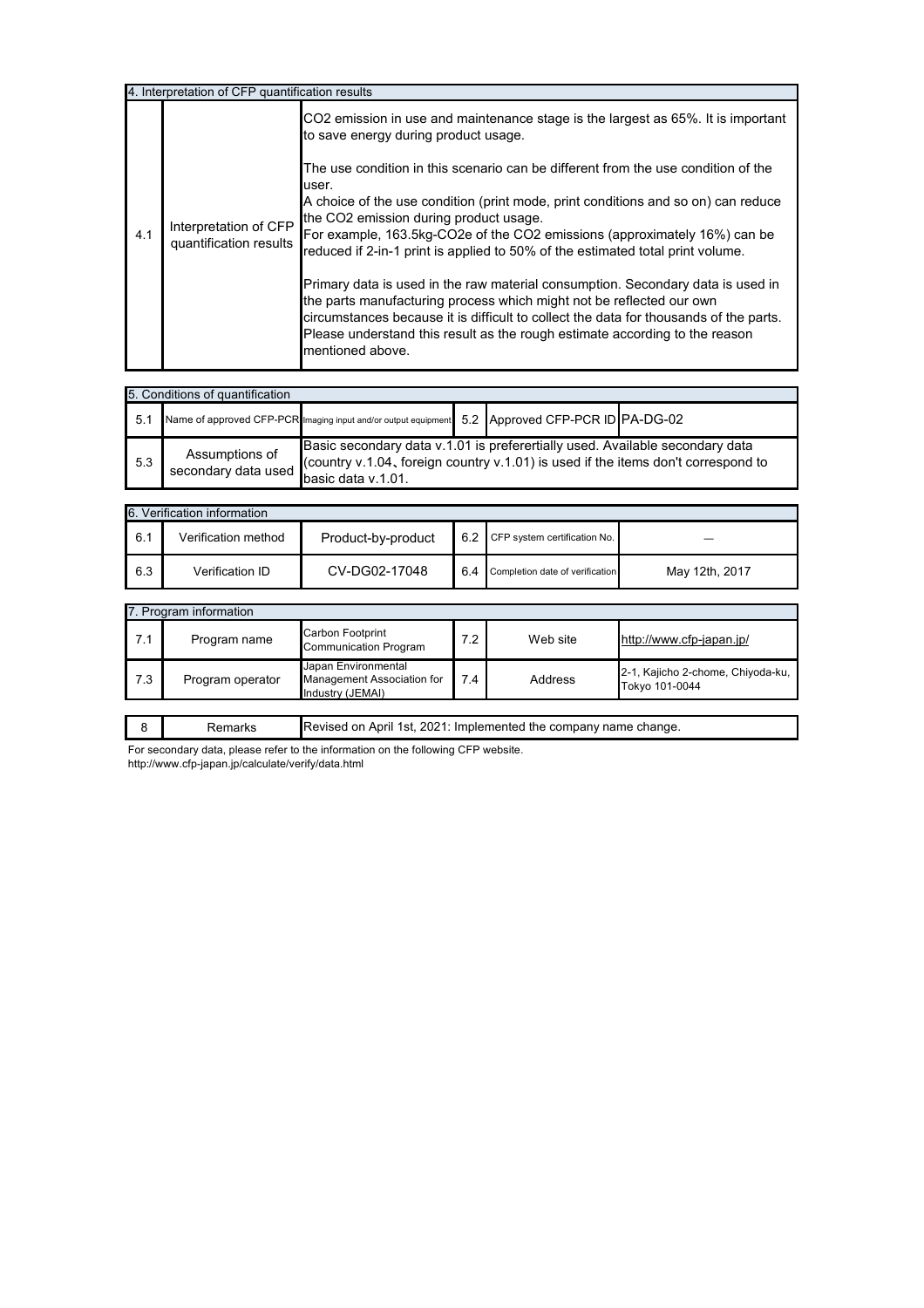| 4. Interpretation of CFP quantification results | | |
|---|---|---|
| 4.1 | Interpretation of CFP quantification results | $CO_2$ emission in use and maintenance stage is the largest as 65%. It is important to save energy during product usage.<br><br>The use condition in this scenario can be different from the use condition of the user.<br>A choice of the use condition (print mode, print conditions and so on) can reduce the $CO_2$ emission during product usage.<br>For example, 163.5kg-CO2e of the $CO_2$ emissions (approximately 16%) can be reduced if 2-in-1 print is applied to 50% of the estimated total print volume.<br><br>Primary data is used in the raw material consumption. Secondary data is used in the parts manufacturing process which might not be reflected our own circumstances because it is difficult to collect the data for thousands of the parts. Please understand this result as the rough estimate according to the reason mentioned above. |

| 5. Conditions of quantification | | | | | |
|---|---|---|---|---|---|
| 5.1 | Name of approved CFP-PCR | Imaging input and/or output equipment | 5.2 | Approved CFP-PCR ID | PA-DG-02 |
| 5.3 | Assumptions of secondary data used | Basic secondary data v.1.01 is preferertially used. Available secondary data (country v.1.04、foreign country v.1.01) is used if the items don't correspond to basic data v.1.01. | | | |

| 6. Verification information | | | | | |
|---|---|---|---|---|---|
| 6.1 | Verification method | Product-by-product | 6.2 | CFP system certification No. | — |
| 6.3 | Verification ID | CV-DG02-17048 | 6.4 | Completion date of verification | May 12th, 2017 |

| 7. Program information | | | | | |
|---|---|---|---|---|---|
| 7.1 | Program name | Carbon Footprint Communication Program | 7.2 | Web site | http://www.cfp-japan.jp/ |
| 7.3 | Program operator | Japan Environmental Management Association for Industry (JEMAI) | 7.4 | Address | 2-1, Kajicho 2-chome, Chiyoda-ku, Tokyo 101-0044 |

| | | |
|---|---|---|
| 8 | Remarks | Revised on April 1st, 2021: Implemented the company name change. |

For secondary data, please refer to the information on the following CFP website.
http://www.cfp-japan.jp/calculate/verify/data.html